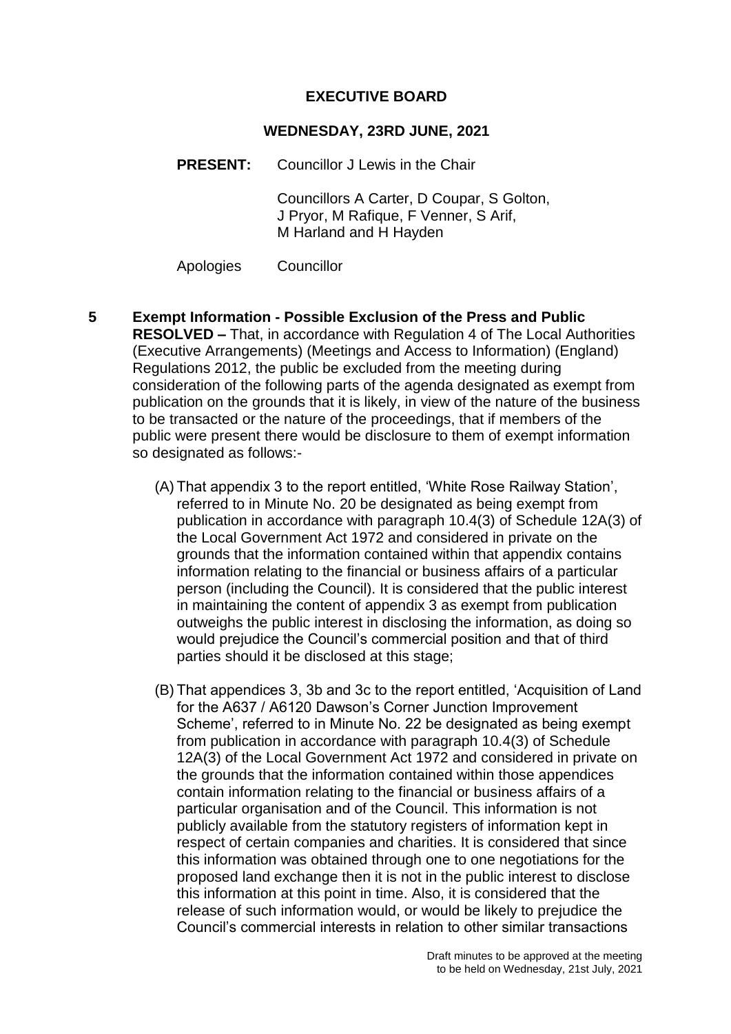# EXECUTIVE BOARD

## WEDNESDAY, 23RD JUNE, 2021

**PRESENT:** Councillor J Lewis in the Chair

Councillors A Carter, D Coupar, S Golton, J Pryor, M Rafique, F Venner, S Arif, M Harland and H Hayden

Apologies Councillor

**5 Exempt Information - Possible Exclusion of the Press and Public**

**RESOLVED –** That, in accordance with Regulation 4 of The Local Authorities (Executive Arrangements) (Meetings and Access to Information) (England) Regulations 2012, the public be excluded from the meeting during consideration of the following parts of the agenda designated as exempt from publication on the grounds that it is likely, in view of the nature of the business to be transacted or the nature of the proceedings, that if members of the public were present there would be disclosure to them of exempt information so designated as follows:-

(A) That appendix 3 to the report entitled, 'White Rose Railway Station', referred to in Minute No. 20 be designated as being exempt from publication in accordance with paragraph 10.4(3) of Schedule 12A(3) of the Local Government Act 1972 and considered in private on the grounds that the information contained within that appendix contains information relating to the financial or business affairs of a particular person (including the Council). It is considered that the public interest in maintaining the content of appendix 3 as exempt from publication outweighs the public interest in disclosing the information, as doing so would prejudice the Council's commercial position and that of third parties should it be disclosed at this stage;

(B) That appendices 3, 3b and 3c to the report entitled, 'Acquisition of Land for the A637 / A6120 Dawson's Corner Junction Improvement Scheme', referred to in Minute No. 22 be designated as being exempt from publication in accordance with paragraph 10.4(3) of Schedule 12A(3) of the Local Government Act 1972 and considered in private on the grounds that the information contained within those appendices contain information relating to the financial or business affairs of a particular organisation and of the Council. This information is not publicly available from the statutory registers of information kept in respect of certain companies and charities. It is considered that since this information was obtained through one to one negotiations for the proposed land exchange then it is not in the public interest to disclose this information at this point in time. Also, it is considered that the release of such information would, or would be likely to prejudice the Council's commercial interests in relation to other similar transactions

Draft minutes to be approved at the meeting to be held on Wednesday, 21st July, 2021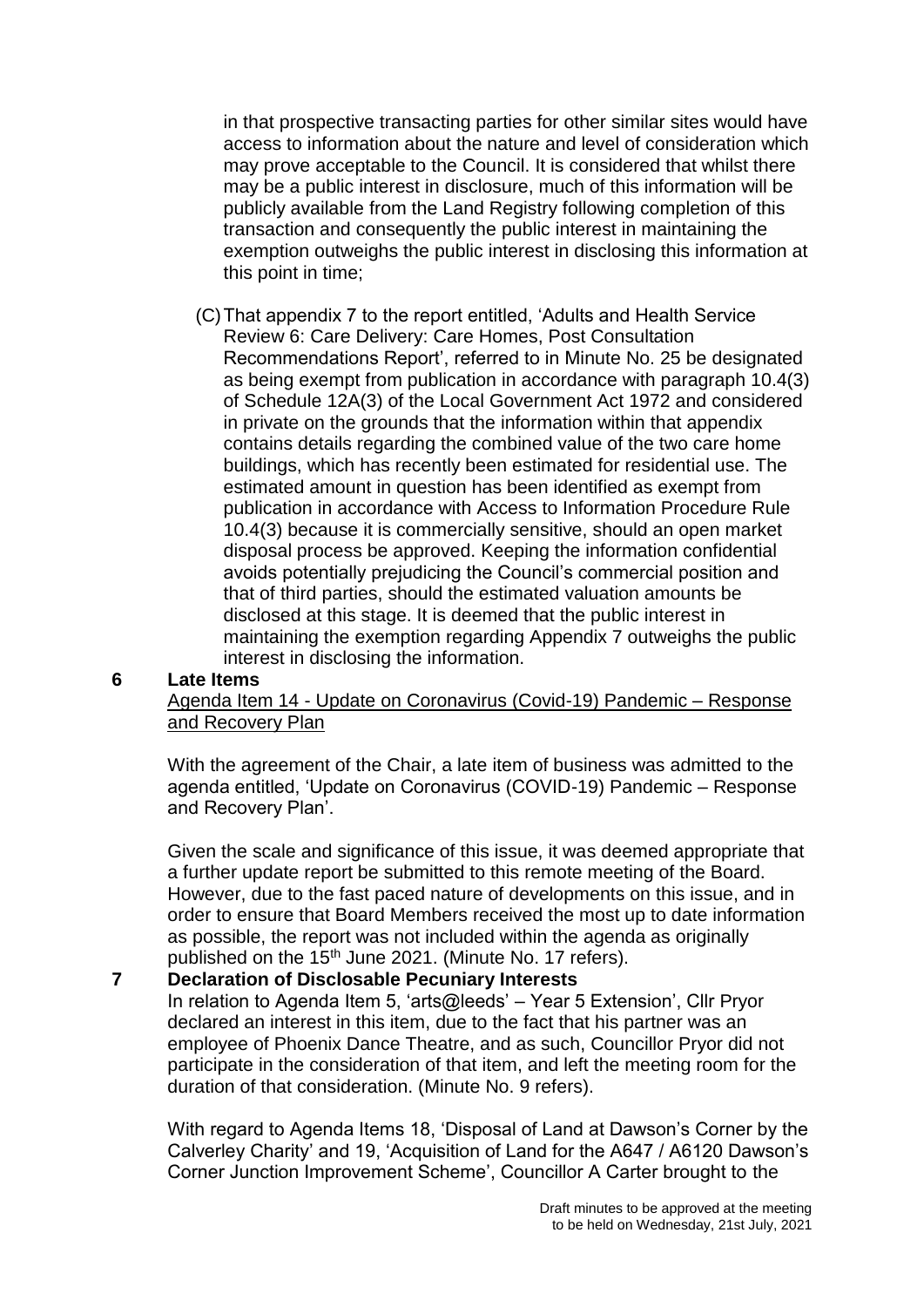in that prospective transacting parties for other similar sites would have access to information about the nature and level of consideration which may prove acceptable to the Council. It is considered that whilst there may be a public interest in disclosure, much of this information will be publicly available from the Land Registry following completion of this transaction and consequently the public interest in maintaining the exemption outweighs the public interest in disclosing this information at this point in time;

(C) That appendix 7 to the report entitled, 'Adults and Health Service Review 6: Care Delivery: Care Homes, Post Consultation Recommendations Report', referred to in Minute No. 25 be designated as being exempt from publication in accordance with paragraph 10.4(3) of Schedule 12A(3) of the Local Government Act 1972 and considered in private on the grounds that the information within that appendix contains details regarding the combined value of the two care home buildings, which has recently been estimated for residential use. The estimated amount in question has been identified as exempt from publication in accordance with Access to Information Procedure Rule 10.4(3) because it is commercially sensitive, should an open market disposal process be approved. Keeping the information confidential avoids potentially prejudicing the Council's commercial position and that of third parties, should the estimated valuation amounts be disclosed at this stage. It is deemed that the public interest in maintaining the exemption regarding Appendix 7 outweighs the public interest in disclosing the information.

**6 Late Items**

Agenda Item 14 - Update on Coronavirus (Covid-19) Pandemic – Response and Recovery Plan

With the agreement of the Chair, a late item of business was admitted to the agenda entitled, 'Update on Coronavirus (COVID-19) Pandemic – Response and Recovery Plan'.

Given the scale and significance of this issue, it was deemed appropriate that a further update report be submitted to this remote meeting of the Board. However, due to the fast paced nature of developments on this issue, and in order to ensure that Board Members received the most up to date information as possible, the report was not included within the agenda as originally published on the 15th June 2021. (Minute No. 17 refers).

**7 Declaration of Disclosable Pecuniary Interests**

In relation to Agenda Item 5, 'arts@leeds' – Year 5 Extension', Cllr Pryor declared an interest in this item, due to the fact that his partner was an employee of Phoenix Dance Theatre, and as such, Councillor Pryor did not participate in the consideration of that item, and left the meeting room for the duration of that consideration. (Minute No. 9 refers).

With regard to Agenda Items 18, 'Disposal of Land at Dawson's Corner by the Calverley Charity' and 19, 'Acquisition of Land for the A647 / A6120 Dawson's Corner Junction Improvement Scheme', Councillor A Carter brought to the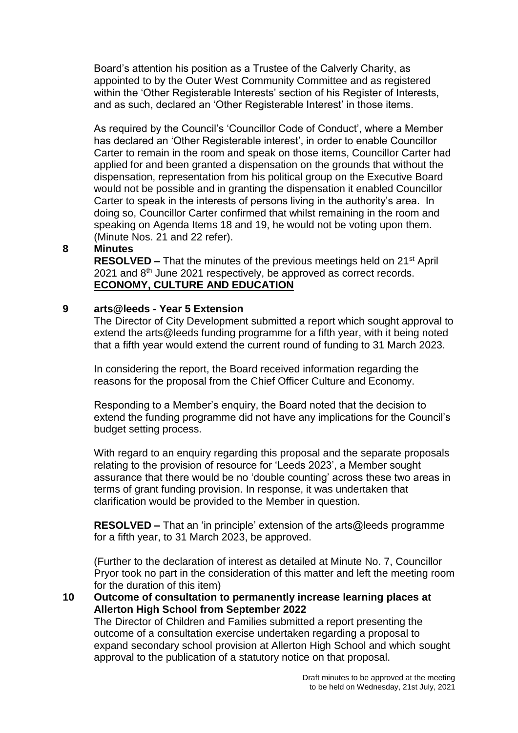Board's attention his position as a Trustee of the Calverly Charity, as appointed to by the Outer West Community Committee and as registered within the 'Other Registerable Interests' section of his Register of Interests, and as such, declared an 'Other Registerable Interest' in those items.

As required by the Council's 'Councillor Code of Conduct', where a Member has declared an 'Other Registerable interest', in order to enable Councillor Carter to remain in the room and speak on those items, Councillor Carter had applied for and been granted a dispensation on the grounds that without the dispensation, representation from his political group on the Executive Board would not be possible and in granting the dispensation it enabled Councillor Carter to speak in the interests of persons living in the authority's area. In doing so, Councillor Carter confirmed that whilst remaining in the room and speaking on Agenda Items 18 and 19, he would not be voting upon them. (Minute Nos. 21 and 22 refer).

**8 Minutes**

**RESOLVED –** That the minutes of the previous meetings held on 21st April 2021 and 8th June 2021 respectively, be approved as correct records.

**ECONOMY, CULTURE AND EDUCATION**

**9 arts@leeds - Year 5 Extension**

The Director of City Development submitted a report which sought approval to extend the arts@leeds funding programme for a fifth year, with it being noted that a fifth year would extend the current round of funding to 31 March 2023.

In considering the report, the Board received information regarding the reasons for the proposal from the Chief Officer Culture and Economy.

Responding to a Member's enquiry, the Board noted that the decision to extend the funding programme did not have any implications for the Council's budget setting process.

With regard to an enquiry regarding this proposal and the separate proposals relating to the provision of resource for 'Leeds 2023', a Member sought assurance that there would be no 'double counting' across these two areas in terms of grant funding provision. In response, it was undertaken that clarification would be provided to the Member in question.

**RESOLVED –** That an 'in principle' extension of the arts@leeds programme for a fifth year, to 31 March 2023, be approved.

(Further to the declaration of interest as detailed at Minute No. 7, Councillor Pryor took no part in the consideration of this matter and left the meeting room for the duration of this item)

**10 Outcome of consultation to permanently increase learning places at Allerton High School from September 2022**

The Director of Children and Families submitted a report presenting the outcome of a consultation exercise undertaken regarding a proposal to expand secondary school provision at Allerton High School and which sought approval to the publication of a statutory notice on that proposal.

Draft minutes to be approved at the meeting to be held on Wednesday, 21st July, 2021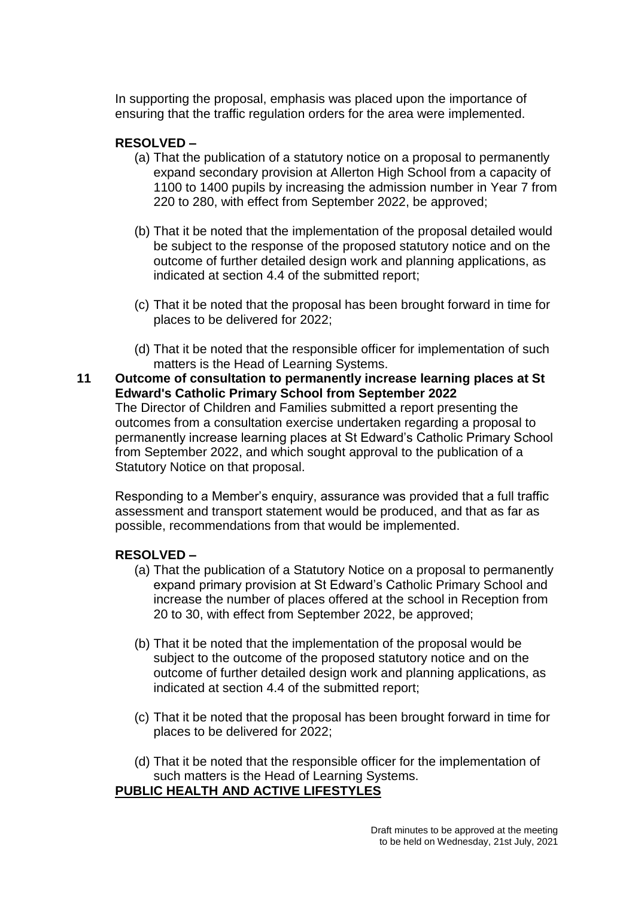In supporting the proposal, emphasis was placed upon the importance of ensuring that the traffic regulation orders for the area were implemented.

**RESOLVED –**

(a) That the publication of a statutory notice on a proposal to permanently expand secondary provision at Allerton High School from a capacity of 1100 to 1400 pupils by increasing the admission number in Year 7 from 220 to 280, with effect from September 2022, be approved;

(b) That it be noted that the implementation of the proposal detailed would be subject to the response of the proposed statutory notice and on the outcome of further detailed design work and planning applications, as indicated at section 4.4 of the submitted report;

(c) That it be noted that the proposal has been brought forward in time for places to be delivered for 2022;

(d) That it be noted that the responsible officer for implementation of such matters is the Head of Learning Systems.

**11 Outcome of consultation to permanently increase learning places at St Edward's Catholic Primary School from September 2022**

The Director of Children and Families submitted a report presenting the outcomes from a consultation exercise undertaken regarding a proposal to permanently increase learning places at St Edward's Catholic Primary School from September 2022, and which sought approval to the publication of a Statutory Notice on that proposal.

Responding to a Member's enquiry, assurance was provided that a full traffic assessment and transport statement would be produced, and that as far as possible, recommendations from that would be implemented.

**RESOLVED –**

(a) That the publication of a Statutory Notice on a proposal to permanently expand primary provision at St Edward's Catholic Primary School and increase the number of places offered at the school in Reception from 20 to 30, with effect from September 2022, be approved;

(b) That it be noted that the implementation of the proposal would be subject to the outcome of the proposed statutory notice and on the outcome of further detailed design work and planning applications, as indicated at section 4.4 of the submitted report;

(c) That it be noted that the proposal has been brought forward in time for places to be delivered for 2022;

(d) That it be noted that the responsible officer for the implementation of such matters is the Head of Learning Systems.

**PUBLIC HEALTH AND ACTIVE LIFESTYLES**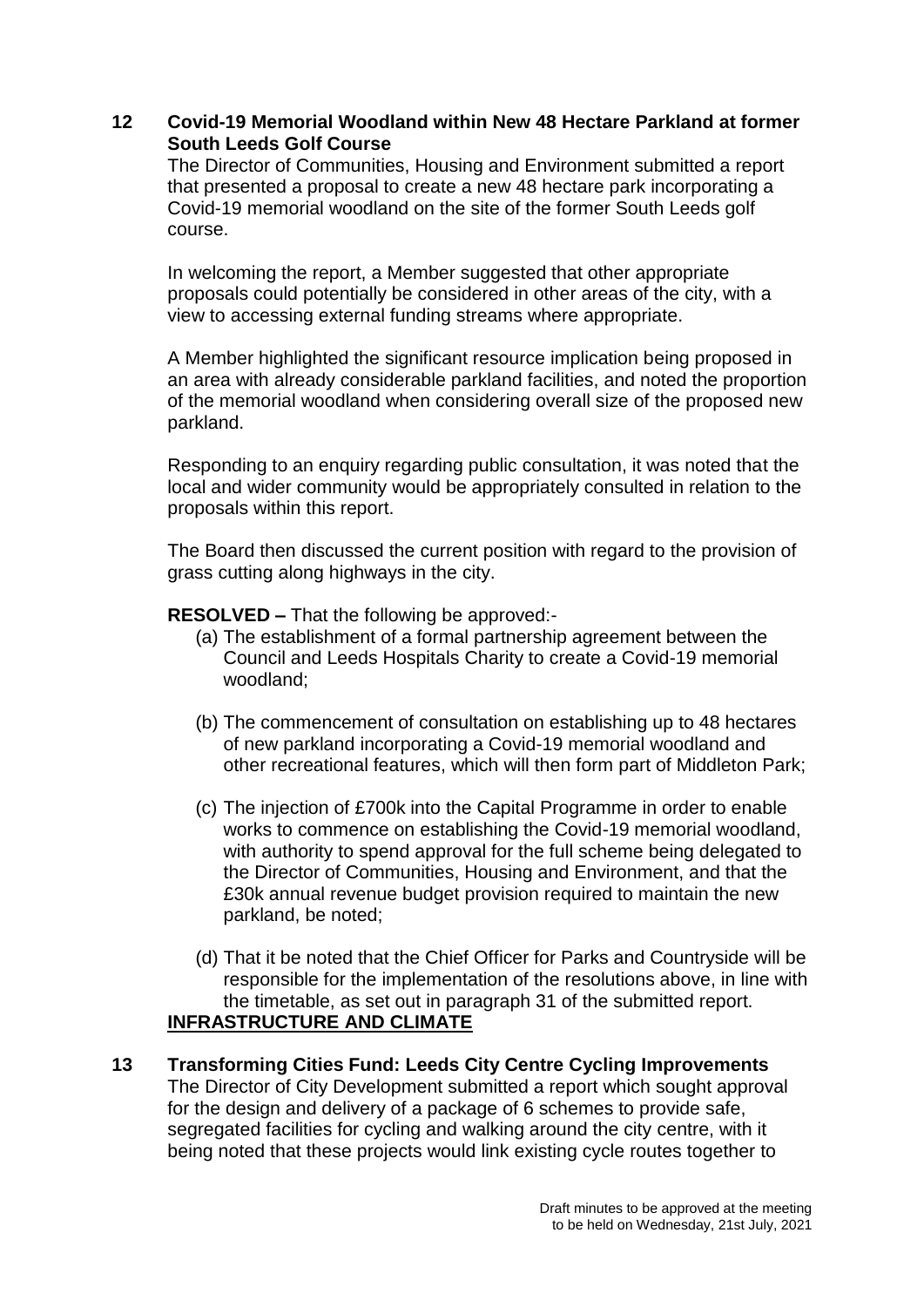**12 Covid-19 Memorial Woodland within New 48 Hectare Parkland at former South Leeds Golf Course**

The Director of Communities, Housing and Environment submitted a report that presented a proposal to create a new 48 hectare park incorporating a Covid-19 memorial woodland on the site of the former South Leeds golf course.

In welcoming the report, a Member suggested that other appropriate proposals could potentially be considered in other areas of the city, with a view to accessing external funding streams where appropriate.

A Member highlighted the significant resource implication being proposed in an area with already considerable parkland facilities, and noted the proportion of the memorial woodland when considering overall size of the proposed new parkland.

Responding to an enquiry regarding public consultation, it was noted that the local and wider community would be appropriately consulted in relation to the proposals within this report.

The Board then discussed the current position with regard to the provision of grass cutting along highways in the city.

**RESOLVED –** That the following be approved:-

(a) The establishment of a formal partnership agreement between the Council and Leeds Hospitals Charity to create a Covid-19 memorial woodland;

(b) The commencement of consultation on establishing up to 48 hectares of new parkland incorporating a Covid-19 memorial woodland and other recreational features, which will then form part of Middleton Park;

(c) The injection of £700k into the Capital Programme in order to enable works to commence on establishing the Covid-19 memorial woodland, with authority to spend approval for the full scheme being delegated to the Director of Communities, Housing and Environment, and that the £30k annual revenue budget provision required to maintain the new parkland, be noted;

(d) That it be noted that the Chief Officer for Parks and Countryside will be responsible for the implementation of the resolutions above, in line with the timetable, as set out in paragraph 31 of the submitted report.

**INFRASTRUCTURE AND CLIMATE**

**13 Transforming Cities Fund: Leeds City Centre Cycling Improvements**

The Director of City Development submitted a report which sought approval for the design and delivery of a package of 6 schemes to provide safe, segregated facilities for cycling and walking around the city centre, with it being noted that these projects would link existing cycle routes together to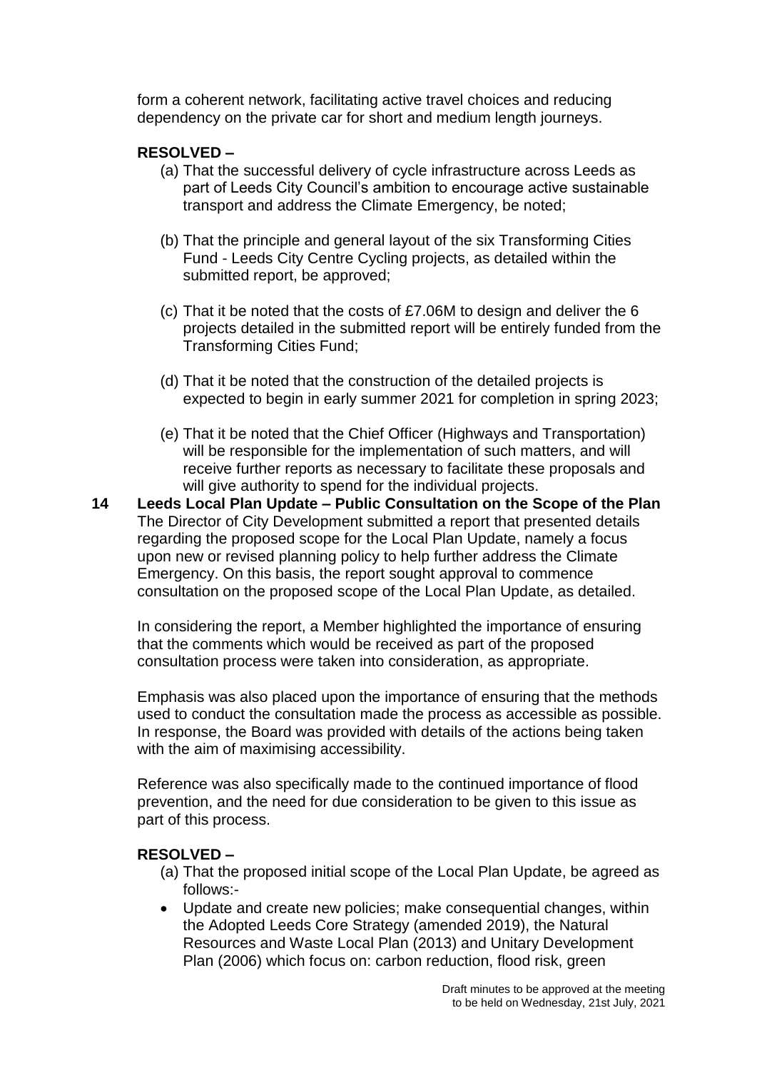form a coherent network, facilitating active travel choices and reducing dependency on the private car for short and medium length journeys.

**RESOLVED –**

(a) That the successful delivery of cycle infrastructure across Leeds as part of Leeds City Council's ambition to encourage active sustainable transport and address the Climate Emergency, be noted;

(b) That the principle and general layout of the six Transforming Cities Fund - Leeds City Centre Cycling projects, as detailed within the submitted report, be approved;

(c) That it be noted that the costs of £7.06M to design and deliver the 6 projects detailed in the submitted report will be entirely funded from the Transforming Cities Fund;

(d) That it be noted that the construction of the detailed projects is expected to begin in early summer 2021 for completion in spring 2023;

(e) That it be noted that the Chief Officer (Highways and Transportation) will be responsible for the implementation of such matters, and will receive further reports as necessary to facilitate these proposals and will give authority to spend for the individual projects.

**14 Leeds Local Plan Update – Public Consultation on the Scope of the Plan**

The Director of City Development submitted a report that presented details regarding the proposed scope for the Local Plan Update, namely a focus upon new or revised planning policy to help further address the Climate Emergency. On this basis, the report sought approval to commence consultation on the proposed scope of the Local Plan Update, as detailed.

In considering the report, a Member highlighted the importance of ensuring that the comments which would be received as part of the proposed consultation process were taken into consideration, as appropriate.

Emphasis was also placed upon the importance of ensuring that the methods used to conduct the consultation made the process as accessible as possible. In response, the Board was provided with details of the actions being taken with the aim of maximising accessibility.

Reference was also specifically made to the continued importance of flood prevention, and the need for due consideration to be given to this issue as part of this process.

**RESOLVED –**

(a) That the proposed initial scope of the Local Plan Update, be agreed as follows:-

- Update and create new policies; make consequential changes, within the Adopted Leeds Core Strategy (amended 2019), the Natural Resources and Waste Local Plan (2013) and Unitary Development Plan (2006) which focus on: carbon reduction, flood risk, green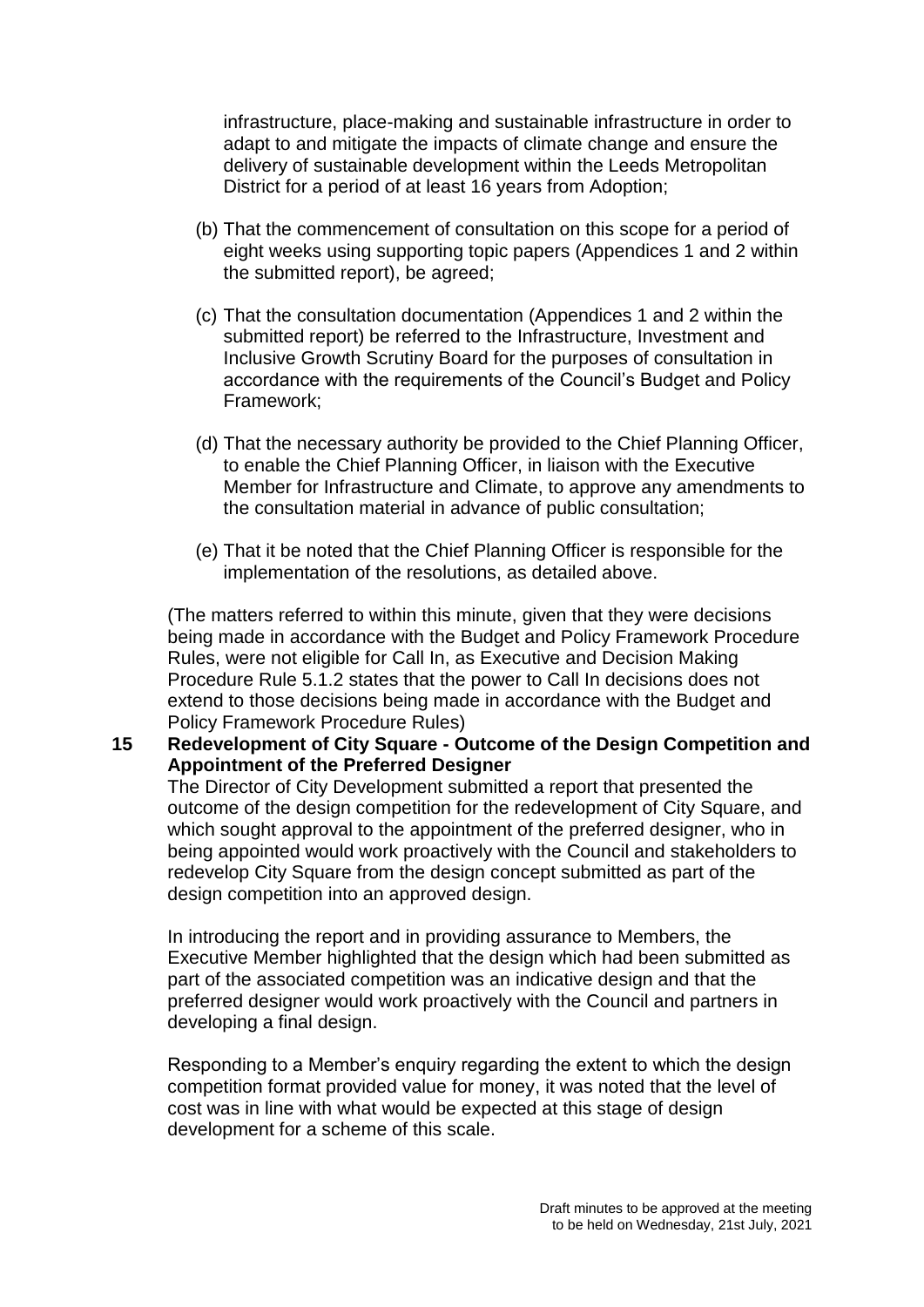infrastructure, place-making and sustainable infrastructure in order to adapt to and mitigate the impacts of climate change and ensure the delivery of sustainable development within the Leeds Metropolitan District for a period of at least 16 years from Adoption;

(b) That the commencement of consultation on this scope for a period of eight weeks using supporting topic papers (Appendices 1 and 2 within the submitted report), be agreed;

(c) That the consultation documentation (Appendices 1 and 2 within the submitted report) be referred to the Infrastructure, Investment and Inclusive Growth Scrutiny Board for the purposes of consultation in accordance with the requirements of the Council's Budget and Policy Framework;

(d) That the necessary authority be provided to the Chief Planning Officer, to enable the Chief Planning Officer, in liaison with the Executive Member for Infrastructure and Climate, to approve any amendments to the consultation material in advance of public consultation;

(e) That it be noted that the Chief Planning Officer is responsible for the implementation of the resolutions, as detailed above.

(The matters referred to within this minute, given that they were decisions being made in accordance with the Budget and Policy Framework Procedure Rules, were not eligible for Call In, as Executive and Decision Making Procedure Rule 5.1.2 states that the power to Call In decisions does not extend to those decisions being made in accordance with the Budget and Policy Framework Procedure Rules)

**15 Redevelopment of City Square - Outcome of the Design Competition and Appointment of the Preferred Designer**

The Director of City Development submitted a report that presented the outcome of the design competition for the redevelopment of City Square, and which sought approval to the appointment of the preferred designer, who in being appointed would work proactively with the Council and stakeholders to redevelop City Square from the design concept submitted as part of the design competition into an approved design.

In introducing the report and in providing assurance to Members, the Executive Member highlighted that the design which had been submitted as part of the associated competition was an indicative design and that the preferred designer would work proactively with the Council and partners in developing a final design.

Responding to a Member's enquiry regarding the extent to which the design competition format provided value for money, it was noted that the level of cost was in line with what would be expected at this stage of design development for a scheme of this scale.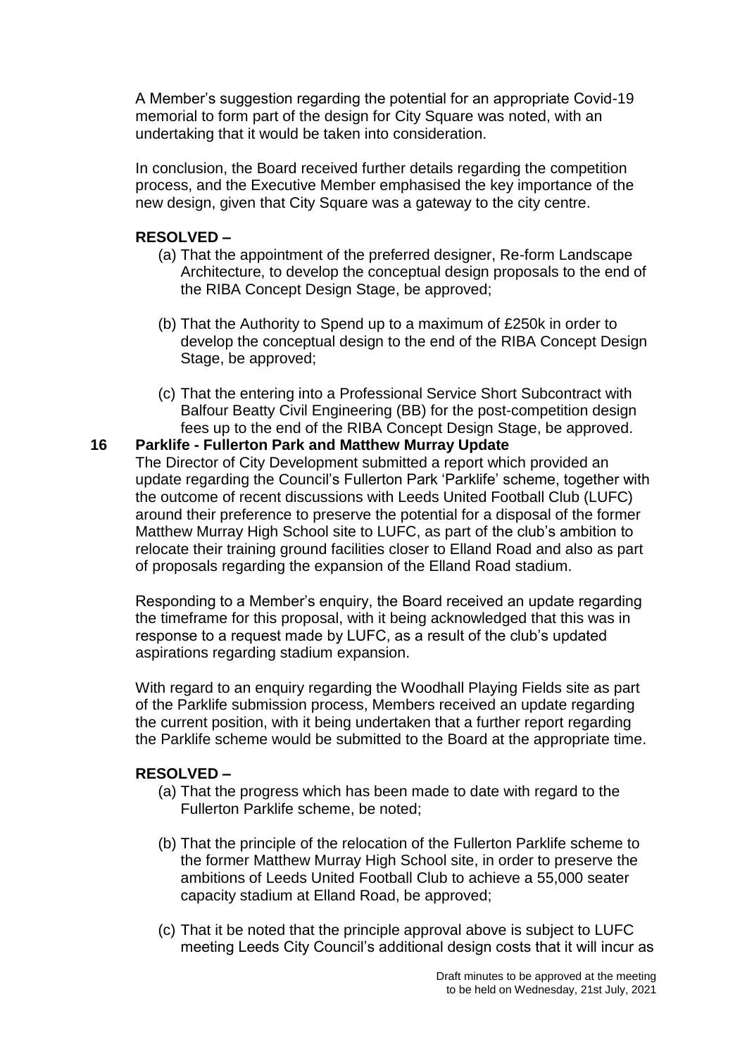A Member's suggestion regarding the potential for an appropriate Covid-19 memorial to form part of the design for City Square was noted, with an undertaking that it would be taken into consideration.

In conclusion, the Board received further details regarding the competition process, and the Executive Member emphasised the key importance of the new design, given that City Square was a gateway to the city centre.

**RESOLVED –**

(a) That the appointment of the preferred designer, Re-form Landscape Architecture, to develop the conceptual design proposals to the end of the RIBA Concept Design Stage, be approved;

(b) That the Authority to Spend up to a maximum of £250k in order to develop the conceptual design to the end of the RIBA Concept Design Stage, be approved;

(c) That the entering into a Professional Service Short Subcontract with Balfour Beatty Civil Engineering (BB) for the post-competition design fees up to the end of the RIBA Concept Design Stage, be approved.

## 16 Parklife - Fullerton Park and Matthew Murray Update

The Director of City Development submitted a report which provided an update regarding the Council's Fullerton Park 'Parklife' scheme, together with the outcome of recent discussions with Leeds United Football Club (LUFC) around their preference to preserve the potential for a disposal of the former Matthew Murray High School site to LUFC, as part of the club's ambition to relocate their training ground facilities closer to Elland Road and also as part of proposals regarding the expansion of the Elland Road stadium.

Responding to a Member's enquiry, the Board received an update regarding the timeframe for this proposal, with it being acknowledged that this was in response to a request made by LUFC, as a result of the club's updated aspirations regarding stadium expansion.

With regard to an enquiry regarding the Woodhall Playing Fields site as part of the Parklife submission process, Members received an update regarding the current position, with it being undertaken that a further report regarding the Parklife scheme would be submitted to the Board at the appropriate time.

**RESOLVED –**

(a) That the progress which has been made to date with regard to the Fullerton Parklife scheme, be noted;

(b) That the principle of the relocation of the Fullerton Parklife scheme to the former Matthew Murray High School site, in order to preserve the ambitions of Leeds United Football Club to achieve a 55,000 seater capacity stadium at Elland Road, be approved;

(c) That it be noted that the principle approval above is subject to LUFC meeting Leeds City Council's additional design costs that it will incur as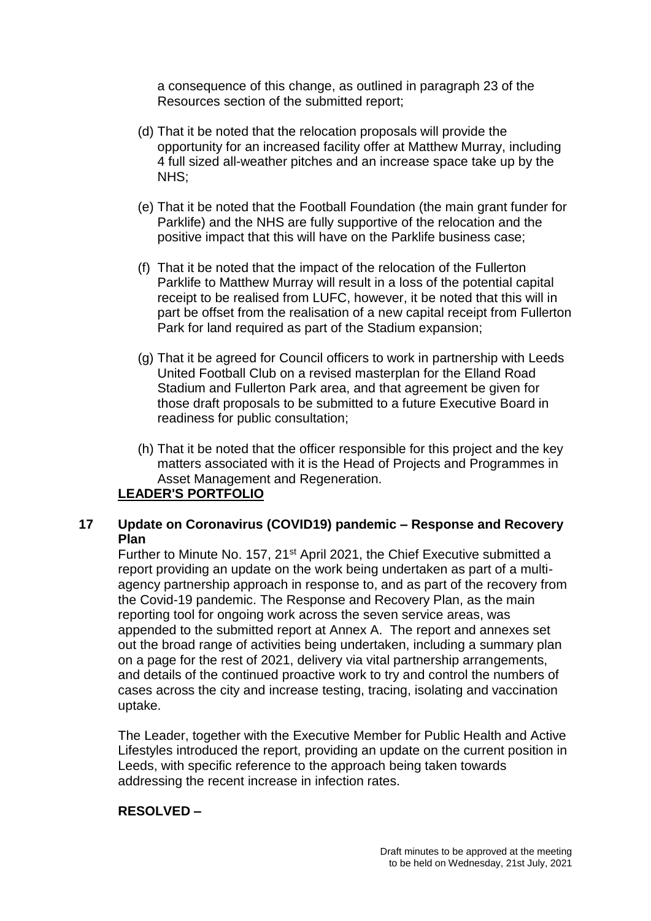a consequence of this change, as outlined in paragraph 23 of the Resources section of the submitted report;

(d) That it be noted that the relocation proposals will provide the opportunity for an increased facility offer at Matthew Murray, including 4 full sized all-weather pitches and an increase space take up by the NHS;

(e) That it be noted that the Football Foundation (the main grant funder for Parklife) and the NHS are fully supportive of the relocation and the positive impact that this will have on the Parklife business case;

(f) That it be noted that the impact of the relocation of the Fullerton Parklife to Matthew Murray will result in a loss of the potential capital receipt to be realised from LUFC, however, it be noted that this will in part be offset from the realisation of a new capital receipt from Fullerton Park for land required as part of the Stadium expansion;

(g) That it be agreed for Council officers to work in partnership with Leeds United Football Club on a revised masterplan for the Elland Road Stadium and Fullerton Park area, and that agreement be given for those draft proposals to be submitted to a future Executive Board in readiness for public consultation;

(h) That it be noted that the officer responsible for this project and the key matters associated with it is the Head of Projects and Programmes in Asset Management and Regeneration.

**LEADER'S PORTFOLIO**

**17 Update on Coronavirus (COVID19) pandemic – Response and Recovery Plan**

Further to Minute No. 157, 21st April 2021, the Chief Executive submitted a report providing an update on the work being undertaken as part of a multi-agency partnership approach in response to, and as part of the recovery from the Covid-19 pandemic. The Response and Recovery Plan, as the main reporting tool for ongoing work across the seven service areas, was appended to the submitted report at Annex A. The report and annexes set out the broad range of activities being undertaken, including a summary plan on a page for the rest of 2021, delivery via vital partnership arrangements, and details of the continued proactive work to try and control the numbers of cases across the city and increase testing, tracing, isolating and vaccination uptake.

The Leader, together with the Executive Member for Public Health and Active Lifestyles introduced the report, providing an update on the current position in Leeds, with specific reference to the approach being taken towards addressing the recent increase in infection rates.

**RESOLVED –**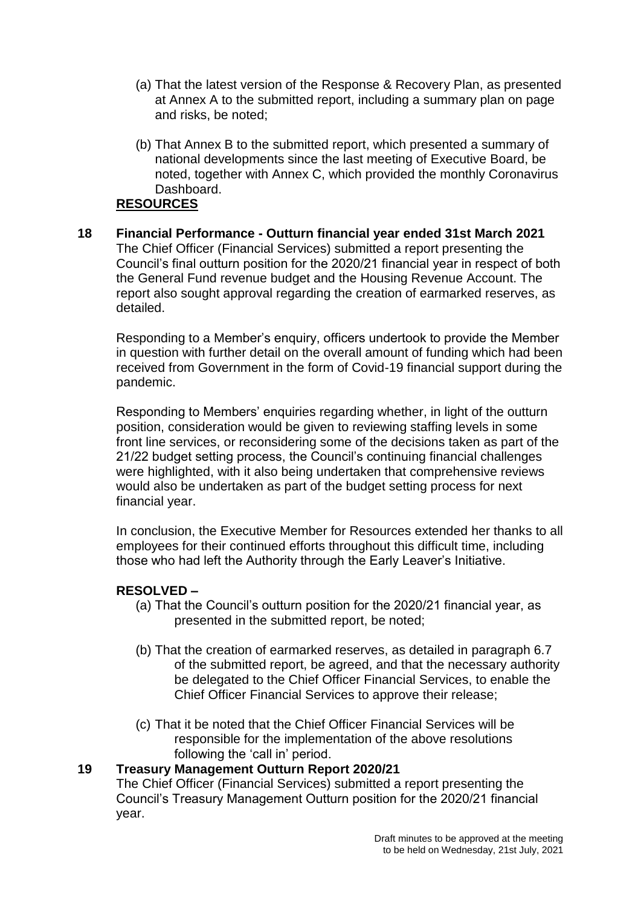(a) That the latest version of the Response & Recovery Plan, as presented at Annex A to the submitted report, including a summary plan on page and risks, be noted;

(b) That Annex B to the submitted report, which presented a summary of national developments since the last meeting of Executive Board, be noted, together with Annex C, which provided the monthly Coronavirus Dashboard.

## RESOURCES

**18 Financial Performance - Outturn financial year ended 31st March 2021**

The Chief Officer (Financial Services) submitted a report presenting the Council's final outturn position for the 2020/21 financial year in respect of both the General Fund revenue budget and the Housing Revenue Account. The report also sought approval regarding the creation of earmarked reserves, as detailed.

Responding to a Member's enquiry, officers undertook to provide the Member in question with further detail on the overall amount of funding which had been received from Government in the form of Covid-19 financial support during the pandemic.

Responding to Members' enquiries regarding whether, in light of the outturn position, consideration would be given to reviewing staffing levels in some front line services, or reconsidering some of the decisions taken as part of the 21/22 budget setting process, the Council's continuing financial challenges were highlighted, with it also being undertaken that comprehensive reviews would also be undertaken as part of the budget setting process for next financial year.

In conclusion, the Executive Member for Resources extended her thanks to all employees for their continued efforts throughout this difficult time, including those who had left the Authority through the Early Leaver's Initiative.

**RESOLVED –**

(a) That the Council's outturn position for the 2020/21 financial year, as presented in the submitted report, be noted;

(b) That the creation of earmarked reserves, as detailed in paragraph 6.7 of the submitted report, be agreed, and that the necessary authority be delegated to the Chief Officer Financial Services, to enable the Chief Officer Financial Services to approve their release;

(c) That it be noted that the Chief Officer Financial Services will be responsible for the implementation of the above resolutions following the 'call in' period.

**19 Treasury Management Outturn Report 2020/21**

The Chief Officer (Financial Services) submitted a report presenting the Council's Treasury Management Outturn position for the 2020/21 financial year.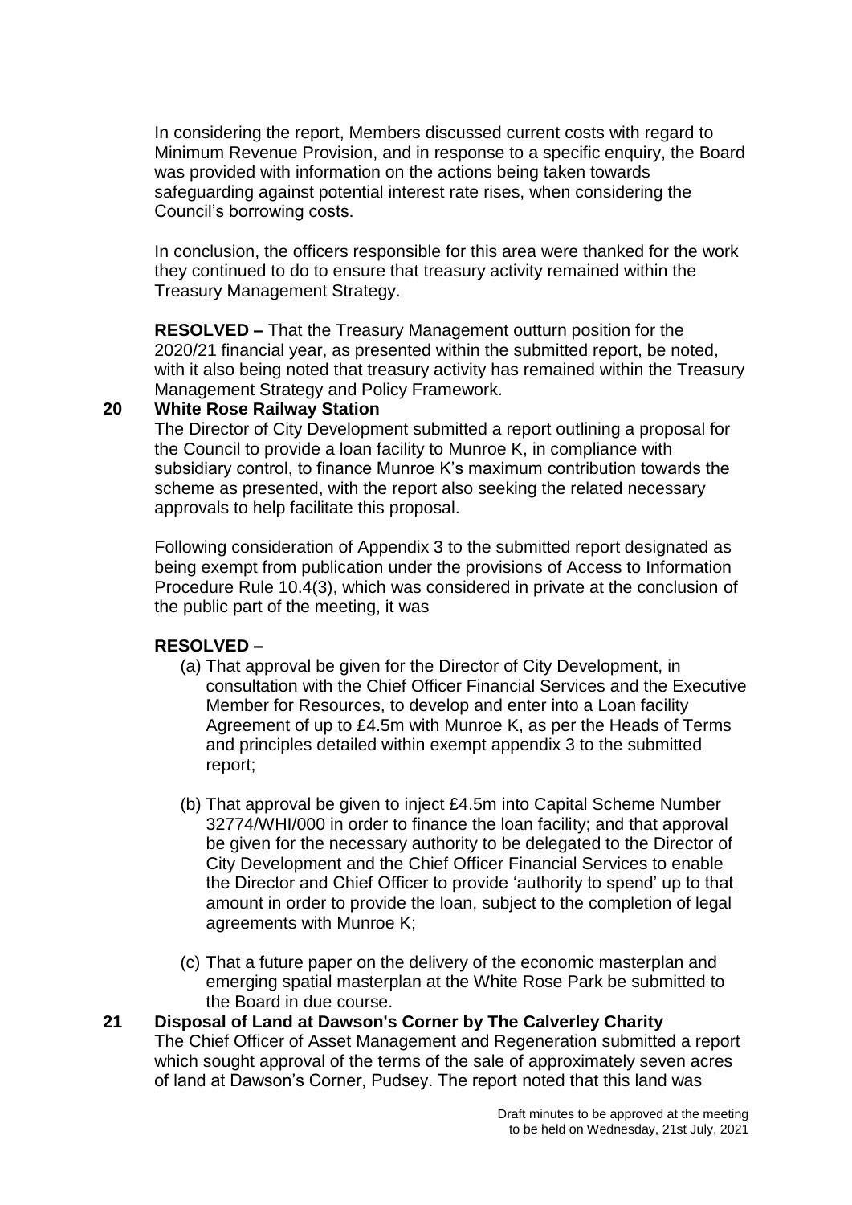In considering the report, Members discussed current costs with regard to Minimum Revenue Provision, and in response to a specific enquiry, the Board was provided with information on the actions being taken towards safeguarding against potential interest rate rises, when considering the Council's borrowing costs.

In conclusion, the officers responsible for this area were thanked for the work they continued to do to ensure that treasury activity remained within the Treasury Management Strategy.

**RESOLVED –** That the Treasury Management outturn position for the 2020/21 financial year, as presented within the submitted report, be noted, with it also being noted that treasury activity has remained within the Treasury Management Strategy and Policy Framework.

## 20 White Rose Railway Station

The Director of City Development submitted a report outlining a proposal for the Council to provide a loan facility to Munroe K, in compliance with subsidiary control, to finance Munroe K's maximum contribution towards the scheme as presented, with the report also seeking the related necessary approvals to help facilitate this proposal.

Following consideration of Appendix 3 to the submitted report designated as being exempt from publication under the provisions of Access to Information Procedure Rule 10.4(3), which was considered in private at the conclusion of the public part of the meeting, it was

**RESOLVED –**

(a) That approval be given for the Director of City Development, in consultation with the Chief Officer Financial Services and the Executive Member for Resources, to develop and enter into a Loan facility Agreement of up to £4.5m with Munroe K, as per the Heads of Terms and principles detailed within exempt appendix 3 to the submitted report;

(b) That approval be given to inject £4.5m into Capital Scheme Number 32774/WHI/000 in order to finance the loan facility; and that approval be given for the necessary authority to be delegated to the Director of City Development and the Chief Officer Financial Services to enable the Director and Chief Officer to provide 'authority to spend' up to that amount in order to provide the loan, subject to the completion of legal agreements with Munroe K;

(c) That a future paper on the delivery of the economic masterplan and emerging spatial masterplan at the White Rose Park be submitted to the Board in due course.

## 21 Disposal of Land at Dawson's Corner by The Calverley Charity

The Chief Officer of Asset Management and Regeneration submitted a report which sought approval of the terms of the sale of approximately seven acres of land at Dawson's Corner, Pudsey. The report noted that this land was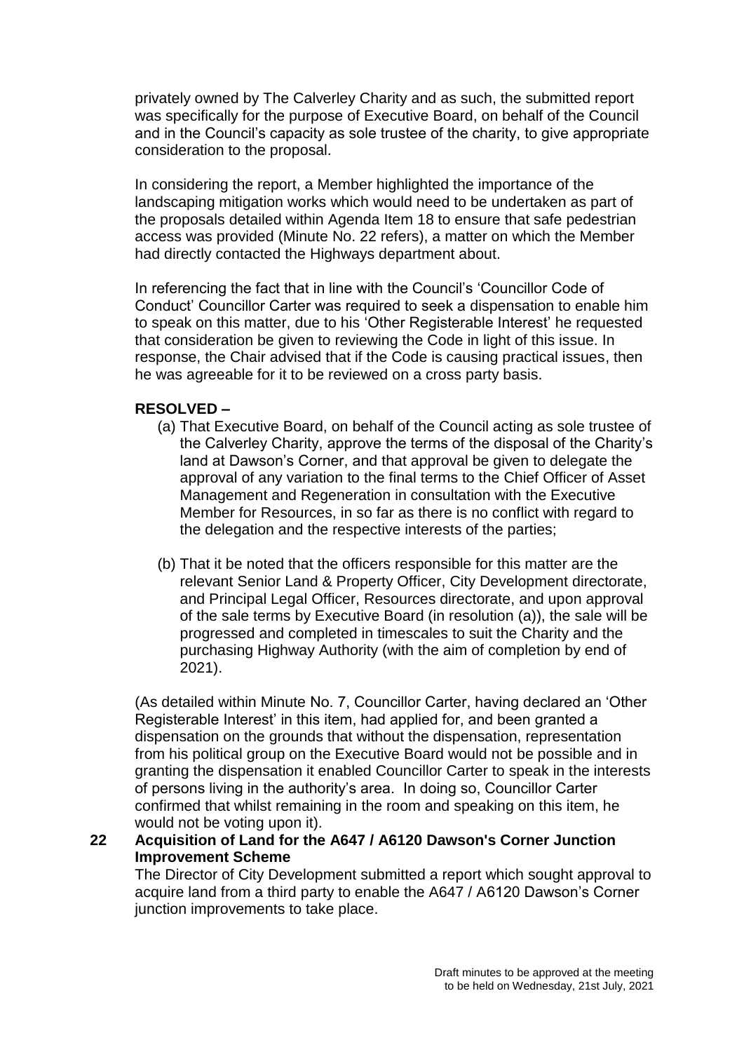privately owned by The Calverley Charity and as such, the submitted report was specifically for the purpose of Executive Board, on behalf of the Council and in the Council's capacity as sole trustee of the charity, to give appropriate consideration to the proposal.

In considering the report, a Member highlighted the importance of the landscaping mitigation works which would need to be undertaken as part of the proposals detailed within Agenda Item 18 to ensure that safe pedestrian access was provided (Minute No. 22 refers), a matter on which the Member had directly contacted the Highways department about.

In referencing the fact that in line with the Council's 'Councillor Code of Conduct' Councillor Carter was required to seek a dispensation to enable him to speak on this matter, due to his 'Other Registerable Interest' he requested that consideration be given to reviewing the Code in light of this issue. In response, the Chair advised that if the Code is causing practical issues, then he was agreeable for it to be reviewed on a cross party basis.

**RESOLVED –**

(a) That Executive Board, on behalf of the Council acting as sole trustee of the Calverley Charity, approve the terms of the disposal of the Charity's land at Dawson's Corner, and that approval be given to delegate the approval of any variation to the final terms to the Chief Officer of Asset Management and Regeneration in consultation with the Executive Member for Resources, in so far as there is no conflict with regard to the delegation and the respective interests of the parties;

(b) That it be noted that the officers responsible for this matter are the relevant Senior Land & Property Officer, City Development directorate, and Principal Legal Officer, Resources directorate, and upon approval of the sale terms by Executive Board (in resolution (a)), the sale will be progressed and completed in timescales to suit the Charity and the purchasing Highway Authority (with the aim of completion by end of 2021).

(As detailed within Minute No. 7, Councillor Carter, having declared an 'Other Registerable Interest' in this item, had applied for, and been granted a dispensation on the grounds that without the dispensation, representation from his political group on the Executive Board would not be possible and in granting the dispensation it enabled Councillor Carter to speak in the interests of persons living in the authority's area. In doing so, Councillor Carter confirmed that whilst remaining in the room and speaking on this item, he would not be voting upon it).

**22 Acquisition of Land for the A647 / A6120 Dawson's Corner Junction Improvement Scheme**

The Director of City Development submitted a report which sought approval to acquire land from a third party to enable the A647 / A6120 Dawson's Corner junction improvements to take place.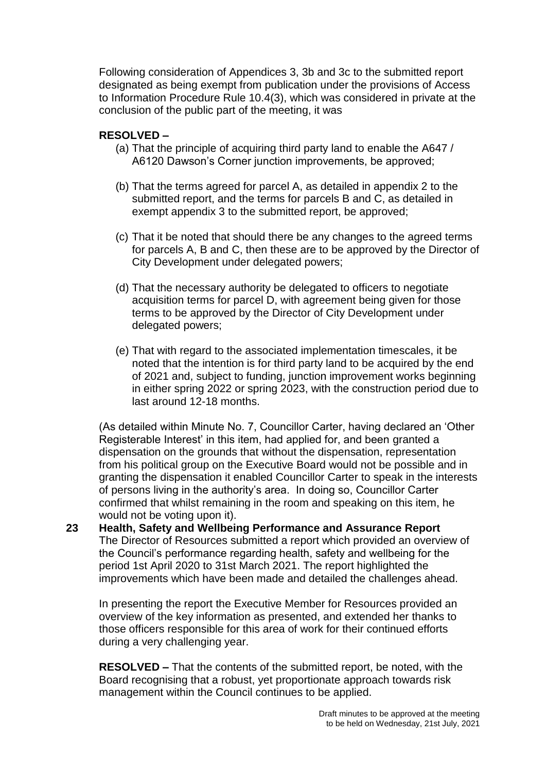Following consideration of Appendices 3, 3b and 3c to the submitted report designated as being exempt from publication under the provisions of Access to Information Procedure Rule 10.4(3), which was considered in private at the conclusion of the public part of the meeting, it was

**RESOLVED –**

(a) That the principle of acquiring third party land to enable the A647 / A6120 Dawson's Corner junction improvements, be approved;

(b) That the terms agreed for parcel A, as detailed in appendix 2 to the submitted report, and the terms for parcels B and C, as detailed in exempt appendix 3 to the submitted report, be approved;

(c) That it be noted that should there be any changes to the agreed terms for parcels A, B and C, then these are to be approved by the Director of City Development under delegated powers;

(d) That the necessary authority be delegated to officers to negotiate acquisition terms for parcel D, with agreement being given for those terms to be approved by the Director of City Development under delegated powers;

(e) That with regard to the associated implementation timescales, it be noted that the intention is for third party land to be acquired by the end of 2021 and, subject to funding, junction improvement works beginning in either spring 2022 or spring 2023, with the construction period due to last around 12-18 months.

(As detailed within Minute No. 7, Councillor Carter, having declared an 'Other Registerable Interest' in this item, had applied for, and been granted a dispensation on the grounds that without the dispensation, representation from his political group on the Executive Board would not be possible and in granting the dispensation it enabled Councillor Carter to speak in the interests of persons living in the authority's area. In doing so, Councillor Carter confirmed that whilst remaining in the room and speaking on this item, he would not be voting upon it).

**23 Health, Safety and Wellbeing Performance and Assurance Report**

The Director of Resources submitted a report which provided an overview of the Council's performance regarding health, safety and wellbeing for the period 1st April 2020 to 31st March 2021. The report highlighted the improvements which have been made and detailed the challenges ahead.

In presenting the report the Executive Member for Resources provided an overview of the key information as presented, and extended her thanks to those officers responsible for this area of work for their continued efforts during a very challenging year.

**RESOLVED –** That the contents of the submitted report, be noted, with the Board recognising that a robust, yet proportionate approach towards risk management within the Council continues to be applied.

Draft minutes to be approved at the meeting to be held on Wednesday, 21st July, 2021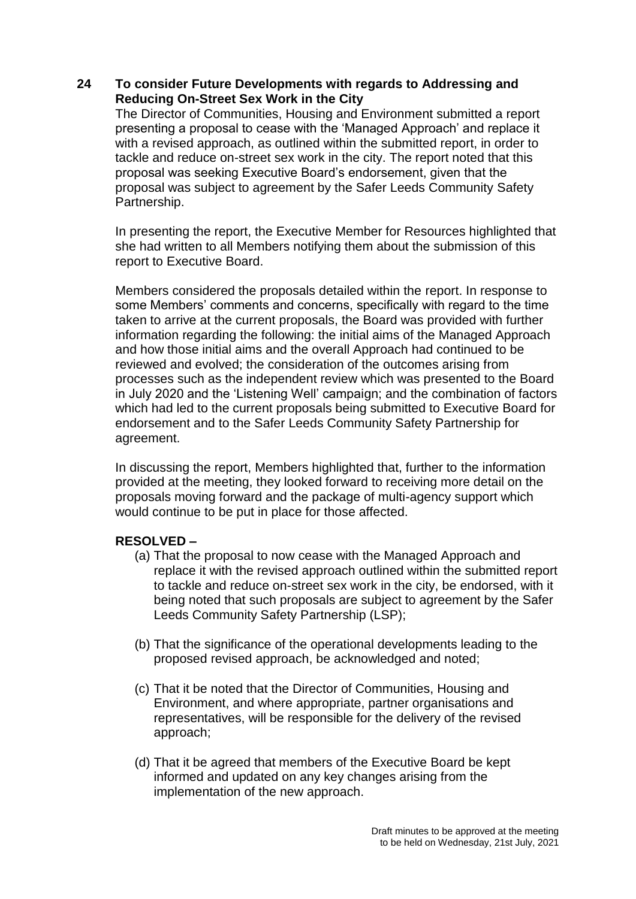## 24 To consider Future Developments with regards to Addressing and Reducing On-Street Sex Work in the City

The Director of Communities, Housing and Environment submitted a report presenting a proposal to cease with the 'Managed Approach' and replace it with a revised approach, as outlined within the submitted report, in order to tackle and reduce on-street sex work in the city. The report noted that this proposal was seeking Executive Board's endorsement, given that the proposal was subject to agreement by the Safer Leeds Community Safety Partnership.

In presenting the report, the Executive Member for Resources highlighted that she had written to all Members notifying them about the submission of this report to Executive Board.

Members considered the proposals detailed within the report. In response to some Members' comments and concerns, specifically with regard to the time taken to arrive at the current proposals, the Board was provided with further information regarding the following: the initial aims of the Managed Approach and how those initial aims and the overall Approach had continued to be reviewed and evolved; the consideration of the outcomes arising from processes such as the independent review which was presented to the Board in July 2020 and the 'Listening Well' campaign; and the combination of factors which had led to the current proposals being submitted to Executive Board for endorsement and to the Safer Leeds Community Safety Partnership for agreement.

In discussing the report, Members highlighted that, further to the information provided at the meeting, they looked forward to receiving more detail on the proposals moving forward and the package of multi-agency support which would continue to be put in place for those affected.

**RESOLVED –**

(a) That the proposal to now cease with the Managed Approach and replace it with the revised approach outlined within the submitted report to tackle and reduce on-street sex work in the city, be endorsed, with it being noted that such proposals are subject to agreement by the Safer Leeds Community Safety Partnership (LSP);

(b) That the significance of the operational developments leading to the proposed revised approach, be acknowledged and noted;

(c) That it be noted that the Director of Communities, Housing and Environment, and where appropriate, partner organisations and representatives, will be responsible for the delivery of the revised approach;

(d) That it be agreed that members of the Executive Board be kept informed and updated on any key changes arising from the implementation of the new approach.

Draft minutes to be approved at the meeting to be held on Wednesday, 21st July, 2021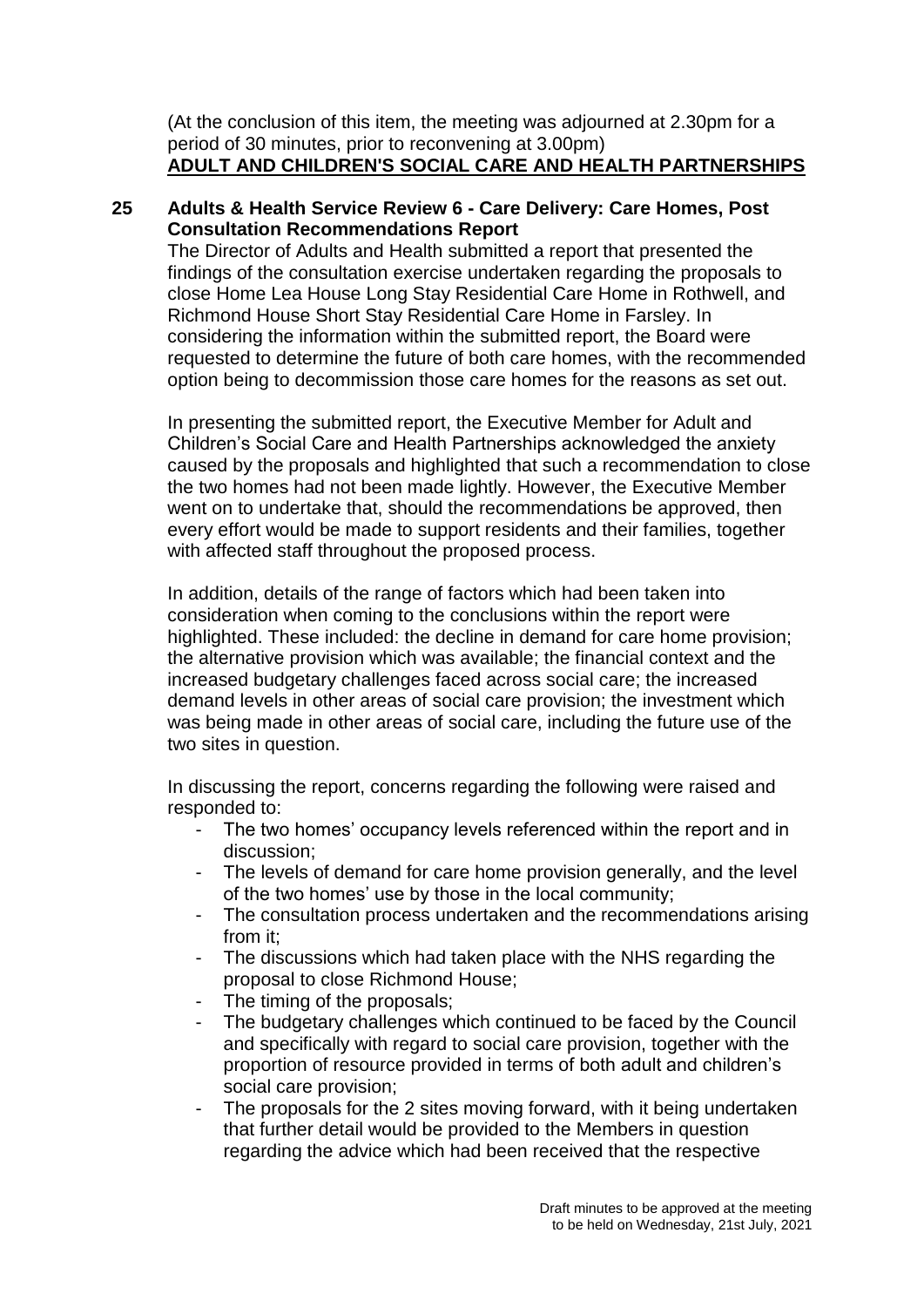(At the conclusion of this item, the meeting was adjourned at 2.30pm for a period of 30 minutes, prior to reconvening at 3.00pm)

**ADULT AND CHILDREN'S SOCIAL CARE AND HEALTH PARTNERSHIPS**

**25 Adults & Health Service Review 6 - Care Delivery: Care Homes, Post Consultation Recommendations Report**

The Director of Adults and Health submitted a report that presented the findings of the consultation exercise undertaken regarding the proposals to close Home Lea House Long Stay Residential Care Home in Rothwell, and Richmond House Short Stay Residential Care Home in Farsley. In considering the information within the submitted report, the Board were requested to determine the future of both care homes, with the recommended option being to decommission those care homes for the reasons as set out.

In presenting the submitted report, the Executive Member for Adult and Children's Social Care and Health Partnerships acknowledged the anxiety caused by the proposals and highlighted that such a recommendation to close the two homes had not been made lightly. However, the Executive Member went on to undertake that, should the recommendations be approved, then every effort would be made to support residents and their families, together with affected staff throughout the proposed process.

In addition, details of the range of factors which had been taken into consideration when coming to the conclusions within the report were highlighted. These included: the decline in demand for care home provision; the alternative provision which was available; the financial context and the increased budgetary challenges faced across social care; the increased demand levels in other areas of social care provision; the investment which was being made in other areas of social care, including the future use of the two sites in question.

In discussing the report, concerns regarding the following were raised and responded to:

- The two homes' occupancy levels referenced within the report and in discussion;
- The levels of demand for care home provision generally, and the level of the two homes' use by those in the local community;
- The consultation process undertaken and the recommendations arising from it;
- The discussions which had taken place with the NHS regarding the proposal to close Richmond House;
- The timing of the proposals;
- The budgetary challenges which continued to be faced by the Council and specifically with regard to social care provision, together with the proportion of resource provided in terms of both adult and children's social care provision;
- The proposals for the 2 sites moving forward, with it being undertaken that further detail would be provided to the Members in question regarding the advice which had been received that the respective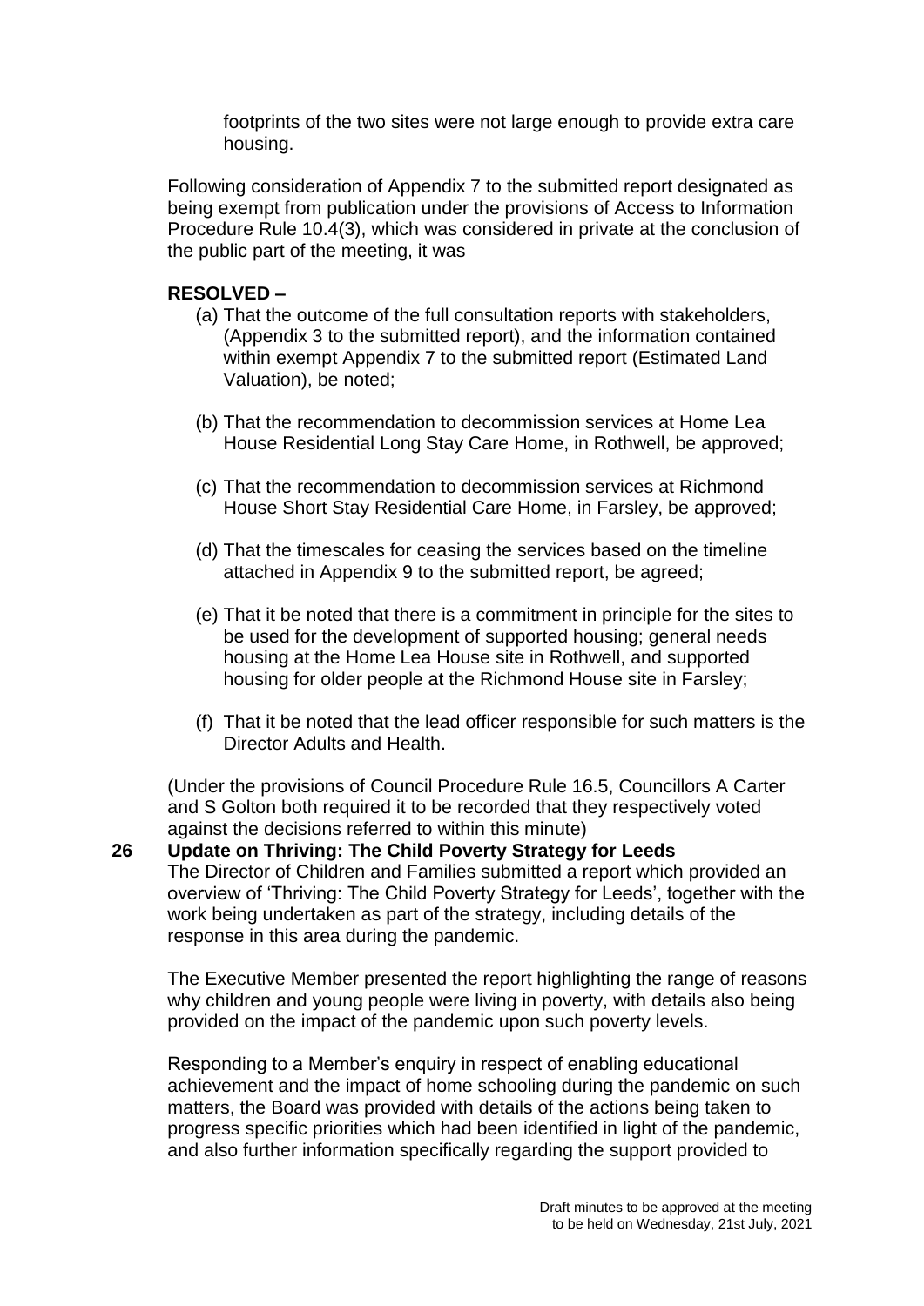footprints of the two sites were not large enough to provide extra care housing.

Following consideration of Appendix 7 to the submitted report designated as being exempt from publication under the provisions of Access to Information Procedure Rule 10.4(3), which was considered in private at the conclusion of the public part of the meeting, it was

**RESOLVED –**

(a) That the outcome of the full consultation reports with stakeholders, (Appendix 3 to the submitted report), and the information contained within exempt Appendix 7 to the submitted report (Estimated Land Valuation), be noted;

(b) That the recommendation to decommission services at Home Lea House Residential Long Stay Care Home, in Rothwell, be approved;

(c) That the recommendation to decommission services at Richmond House Short Stay Residential Care Home, in Farsley, be approved;

(d) That the timescales for ceasing the services based on the timeline attached in Appendix 9 to the submitted report, be agreed;

(e) That it be noted that there is a commitment in principle for the sites to be used for the development of supported housing; general needs housing at the Home Lea House site in Rothwell, and supported housing for older people at the Richmond House site in Farsley;

(f) That it be noted that the lead officer responsible for such matters is the Director Adults and Health.

(Under the provisions of Council Procedure Rule 16.5, Councillors A Carter and S Golton both required it to be recorded that they respectively voted against the decisions referred to within this minute)

## 26 Update on Thriving: The Child Poverty Strategy for Leeds

The Director of Children and Families submitted a report which provided an overview of 'Thriving: The Child Poverty Strategy for Leeds', together with the work being undertaken as part of the strategy, including details of the response in this area during the pandemic.

The Executive Member presented the report highlighting the range of reasons why children and young people were living in poverty, with details also being provided on the impact of the pandemic upon such poverty levels.

Responding to a Member's enquiry in respect of enabling educational achievement and the impact of home schooling during the pandemic on such matters, the Board was provided with details of the actions being taken to progress specific priorities which had been identified in light of the pandemic, and also further information specifically regarding the support provided to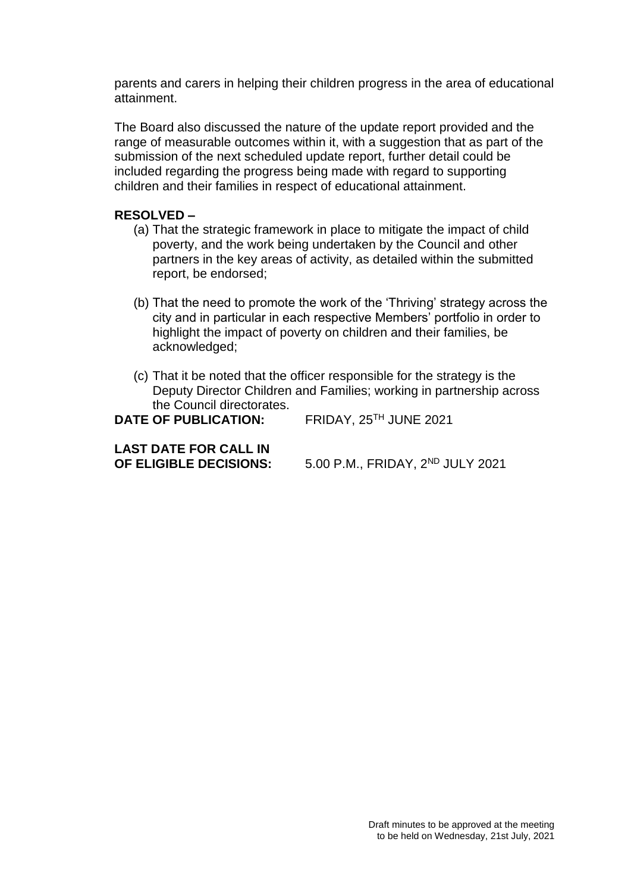parents and carers in helping their children progress in the area of educational attainment.

The Board also discussed the nature of the update report provided and the range of measurable outcomes within it, with a suggestion that as part of the submission of the next scheduled update report, further detail could be included regarding the progress being made with regard to supporting children and their families in respect of educational attainment.

**RESOLVED –**

(a) That the strategic framework in place to mitigate the impact of child poverty, and the work being undertaken by the Council and other partners in the key areas of activity, as detailed within the submitted report, be endorsed;

(b) That the need to promote the work of the 'Thriving' strategy across the city and in particular in each respective Members' portfolio in order to highlight the impact of poverty on children and their families, be acknowledged;

(c) That it be noted that the officer responsible for the strategy is the Deputy Director Children and Families; working in partnership across the Council directorates.

**DATE OF PUBLICATION:** FRIDAY, 25TH JUNE 2021

**LAST DATE FOR CALL IN OF ELIGIBLE DECISIONS:** 5.00 P.M., FRIDAY, 2ND JULY 2021

Draft minutes to be approved at the meeting to be held on Wednesday, 21st July, 2021